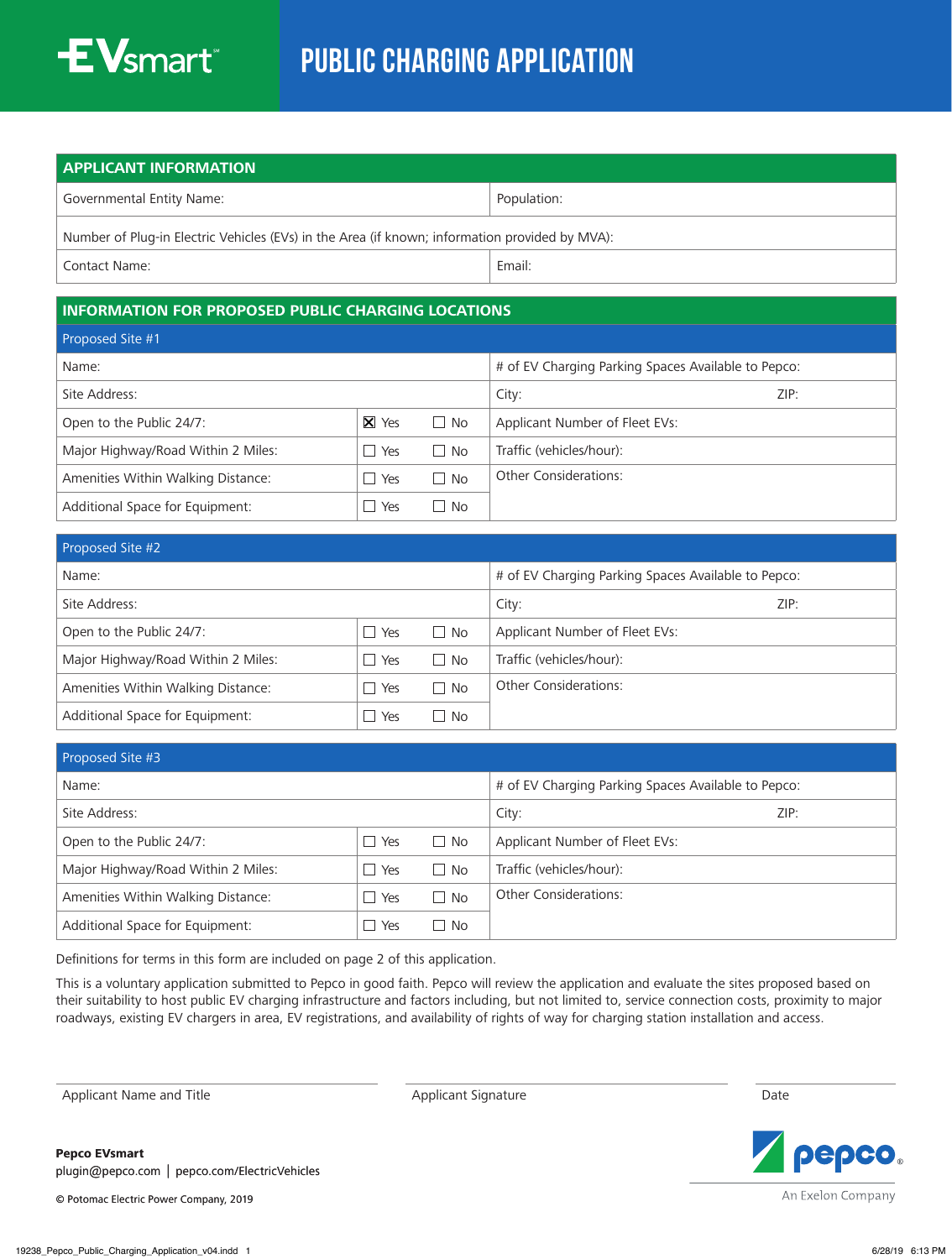# EVsmart℠

# PUBLIC CHARGING APPLICATION

## APPLICANT INFORMATION

| Governmental Entity Name: | Population: |
|---|---|
| Number of Plug-in Electric Vehicles (EVs) in the Area (if known; information provided by MVA): | |
| Contact Name: | Email: |

## INFORMATION FOR PROPOSED PUBLIC CHARGING LOCATIONS

### Proposed Site #1

| Name: | | | # of EV Charging Parking Spaces Available to Pepco: |
|---|---|---|---|
| Site Address: | | | City: ZIP: |
| Open to the Public 24/7: | ☒ Yes | ☐ No | Applicant Number of Fleet EVs: |
| Major Highway/Road Within 2 Miles: | ☐ Yes | ☐ No | Traffic (vehicles/hour): |
| Amenities Within Walking Distance: | ☐ Yes | ☐ No | Other Considerations: |
| Additional Space for Equipment: | ☐ Yes | ☐ No | |

### Proposed Site #2

| Name: | | | # of EV Charging Parking Spaces Available to Pepco: |
|---|---|---|---|
| Site Address: | | | City: ZIP: |
| Open to the Public 24/7: | ☐ Yes | ☐ No | Applicant Number of Fleet EVs: |
| Major Highway/Road Within 2 Miles: | ☐ Yes | ☐ No | Traffic (vehicles/hour): |
| Amenities Within Walking Distance: | ☐ Yes | ☐ No | Other Considerations: |
| Additional Space for Equipment: | ☐ Yes | ☐ No | |

### Proposed Site #3

| Name: | | | # of EV Charging Parking Spaces Available to Pepco: |
|---|---|---|---|
| Site Address: | | | City: ZIP: |
| Open to the Public 24/7: | ☐ Yes | ☐ No | Applicant Number of Fleet EVs: |
| Major Highway/Road Within 2 Miles: | ☐ Yes | ☐ No | Traffic (vehicles/hour): |
| Amenities Within Walking Distance: | ☐ Yes | ☐ No | Other Considerations: |
| Additional Space for Equipment: | ☐ Yes | ☐ No | |

Definitions for terms in this form are included on page 2 of this application.

This is a voluntary application submitted to Pepco in good faith. Pepco will review the application and evaluate the sites proposed based on their suitability to host public EV charging infrastructure and factors including, but not limited to, service connection costs, proximity to major roadways, existing EV chargers in area, EV registrations, and availability of rights of way for charging station installation and access.

| Applicant Name and Title | Applicant Signature | Date |
|---|---|---|

**Pepco EVsmart**
plugin@pepco.com | pepco.com/ElectricVehicles

© Potomac Electric Power Company, 2019

pepco® An Exelon Company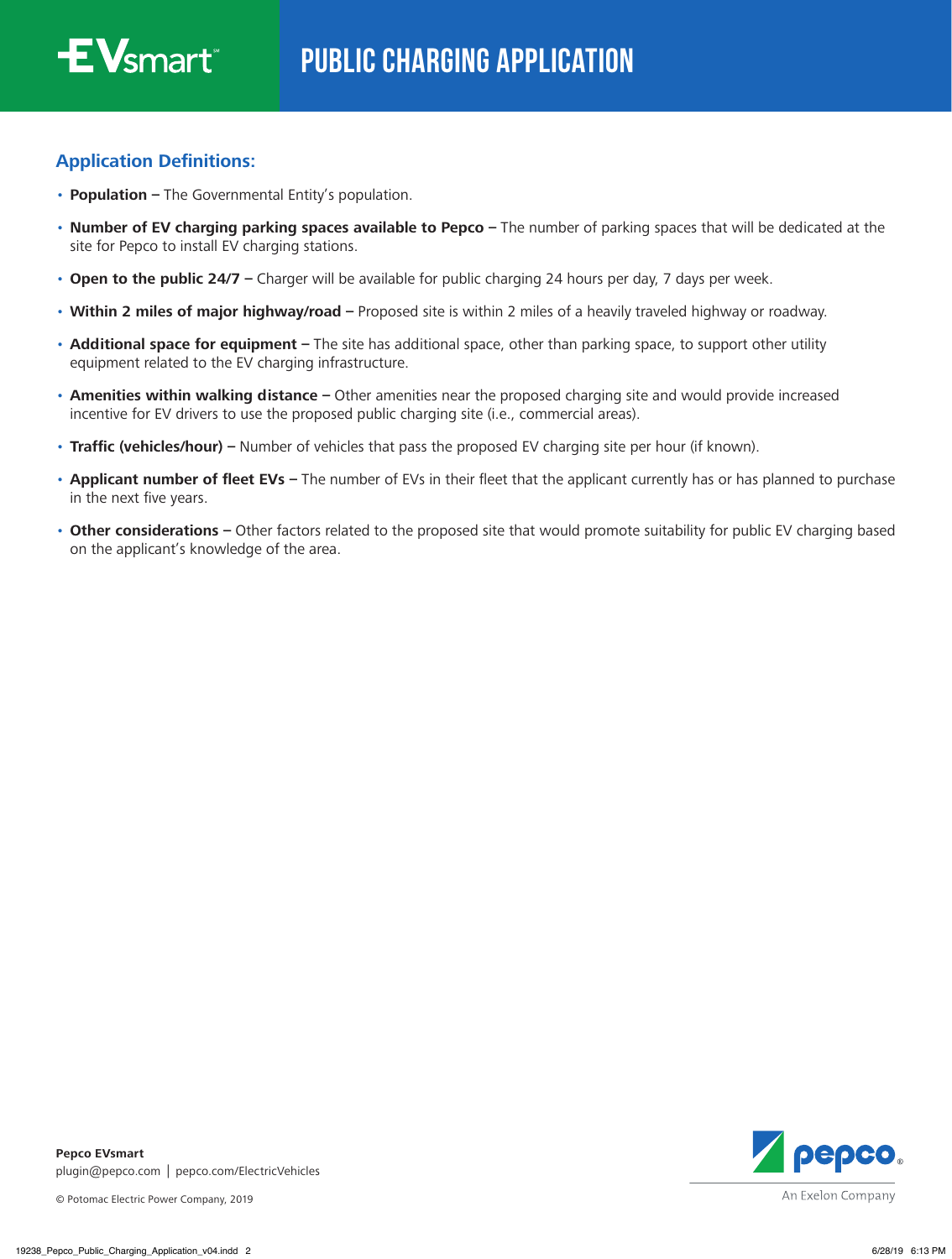# PUBLIC CHARGING APPLICATION

## Application Definitions:

- **Population –** The Governmental Entity's population.
- **Number of EV charging parking spaces available to Pepco –** The number of parking spaces that will be dedicated at the site for Pepco to install EV charging stations.
- **Open to the public 24/7 –** Charger will be available for public charging 24 hours per day, 7 days per week.
- **Within 2 miles of major highway/road –** Proposed site is within 2 miles of a heavily traveled highway or roadway.
- **Additional space for equipment –** The site has additional space, other than parking space, to support other utility equipment related to the EV charging infrastructure.
- **Amenities within walking distance –** Other amenities near the proposed charging site and would provide increased incentive for EV drivers to use the proposed public charging site (i.e., commercial areas).
- **Traffic (vehicles/hour) –** Number of vehicles that pass the proposed EV charging site per hour (if known).
- **Applicant number of fleet EVs –** The number of EVs in their fleet that the applicant currently has or has planned to purchase in the next five years.
- **Other considerations –** Other factors related to the proposed site that would promote suitability for public EV charging based on the applicant's knowledge of the area.

**Pepco EVsmart**
plugin@pepco.com | pepco.com/ElectricVehicles

© Potomac Electric Power Company, 2019